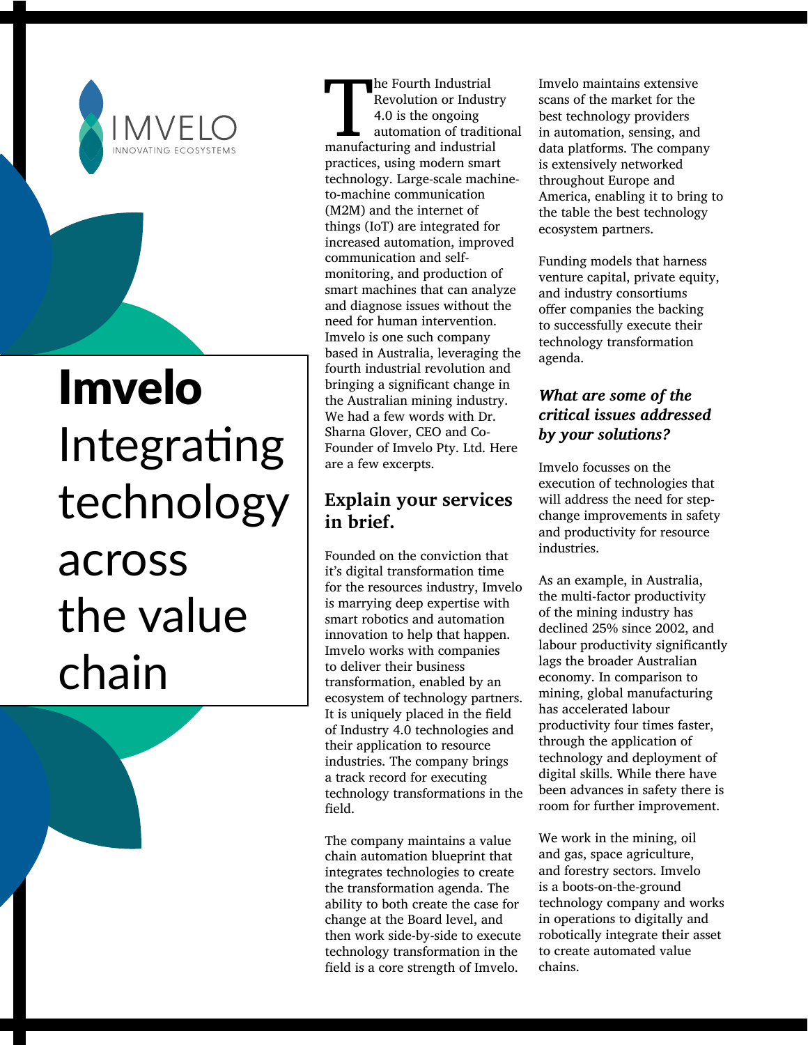IMVELO
INNOVATING ECOSYSTEMS

# Imvelo Integrating technology across the value chain

The Fourth Industrial Revolution or Industry 4.0 is the ongoing automation of traditional manufacturing and industrial practices, using modern smart technology. Large-scale machine-to-machine communication (M2M) and the internet of things (IoT) are integrated for increased automation, improved communication and self-monitoring, and production of smart machines that can analyze and diagnose issues without the need for human intervention. Imvelo is one such company based in Australia, leveraging the fourth industrial revolution and bringing a significant change in the Australian mining industry. We had a few words with Dr. Sharna Glover, CEO and Co-Founder of Imvelo Pty. Ltd. Here are a few excerpts.

## Explain your services in brief.

Founded on the conviction that it's digital transformation time for the resources industry, Imvelo is marrying deep expertise with smart robotics and automation innovation to help that happen. Imvelo works with companies to deliver their business transformation, enabled by an ecosystem of technology partners. It is uniquely placed in the field of Industry 4.0 technologies and their application to resource industries. The company brings a track record for executing technology transformations in the field.

The company maintains a value chain automation blueprint that integrates technologies to create the transformation agenda. The ability to both create the case for change at the Board level, and then work side-by-side to execute technology transformation in the field is a core strength of Imvelo.

Imvelo maintains extensive scans of the market for the best technology providers in automation, sensing, and data platforms. The company is extensively networked throughout Europe and America, enabling it to bring to the table the best technology ecosystem partners.

Funding models that harness venture capital, private equity, and industry consortiums offer companies the backing to successfully execute their technology transformation agenda.

### *What are some of the critical issues addressed by your solutions?*

Imvelo focusses on the execution of technologies that will address the need for step-change improvements in safety and productivity for resource industries.

As an example, in Australia, the multi-factor productivity of the mining industry has declined 25% since 2002, and labour productivity significantly lags the broader Australian economy. In comparison to mining, global manufacturing has accelerated labour productivity four times faster, through the application of technology and deployment of digital skills. While there have been advances in safety there is room for further improvement.

We work in the mining, oil and gas, space agriculture, and forestry sectors. Imvelo is a boots-on-the-ground technology company and works in operations to digitally and robotically integrate their asset to create automated value chains.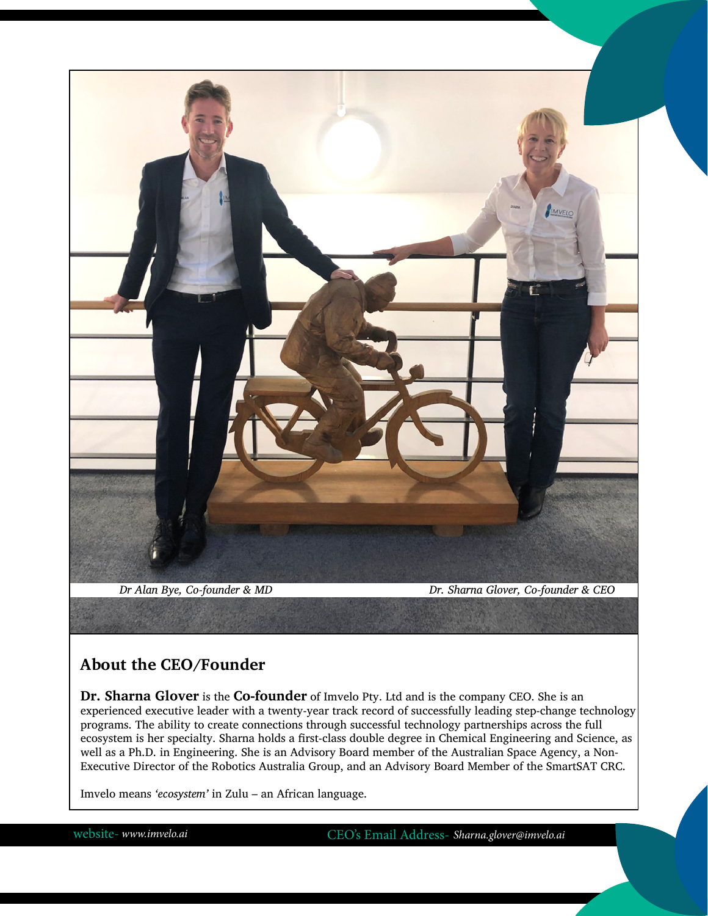*Dr Alan Bye, Co-founder & MD* *Dr. Sharna Glover, Co-founder & CEO*

## About the CEO/Founder

**Dr. Sharna Glover** is the **Co-founder** of Imvelo Pty. Ltd and is the company CEO. She is an experienced executive leader with a twenty-year track record of successfully leading step-change technology programs. The ability to create connections through successful technology partnerships across the full ecosystem is her specialty. Sharna holds a first-class double degree in Chemical Engineering and Science, as well as a Ph.D. in Engineering. She is an Advisory Board member of the Australian Space Agency, a Non-Executive Director of the Robotics Australia Group, and an Advisory Board Member of the SmartSAT CRC.

Imvelo means *'ecosystem'* in Zulu – an African language.

website- *www.imvelo.ai* CEO's Email Address- *Sharna.glover@imvelo.ai*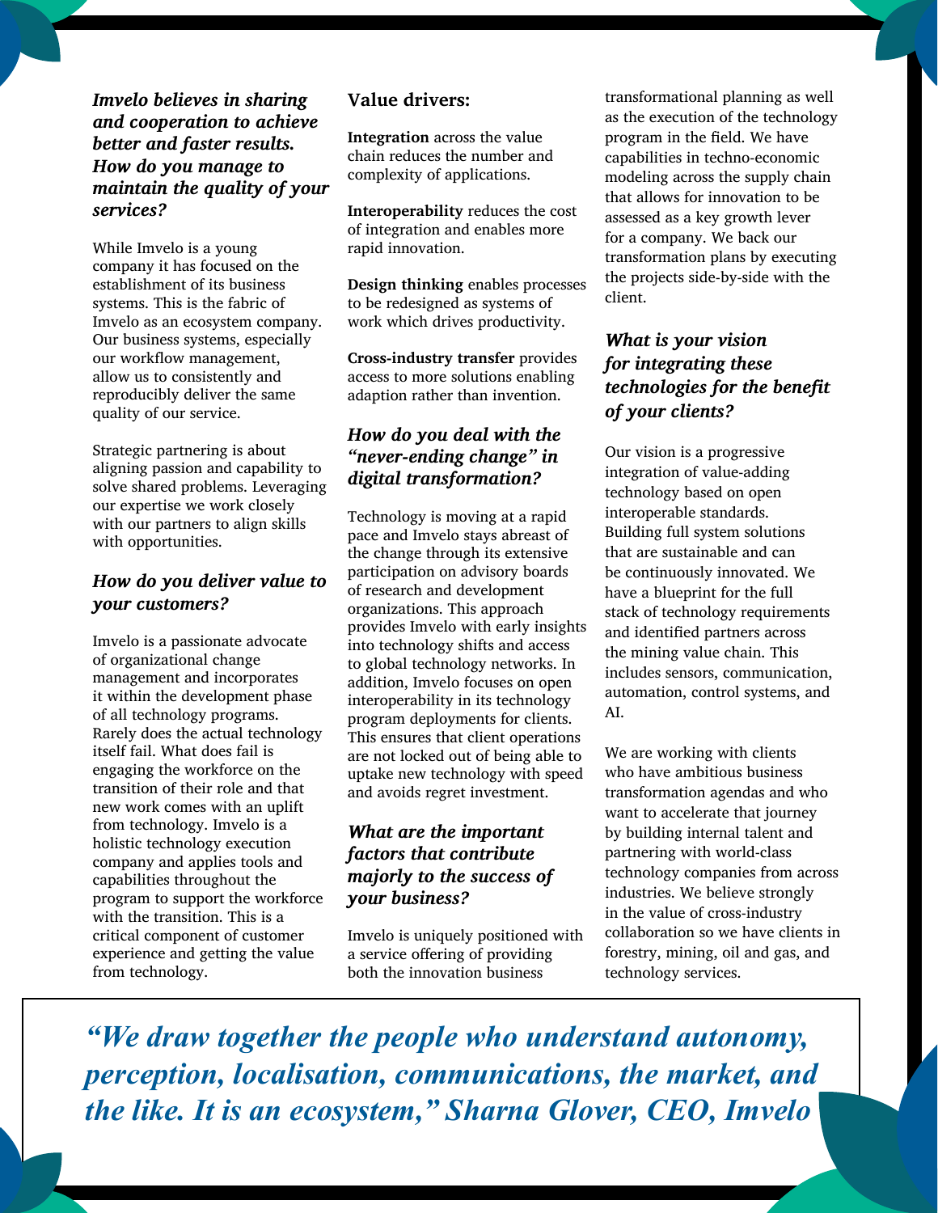### *Imvelo believes in sharing and cooperation to achieve better and faster results. How do you manage to maintain the quality of your services?*

While Imvelo is a young company it has focused on the establishment of its business systems. This is the fabric of Imvelo as an ecosystem company. Our business systems, especially our workflow management, allow us to consistently and reproducibly deliver the same quality of our service.

Strategic partnering is about aligning passion and capability to solve shared problems. Leveraging our expertise we work closely with our partners to align skills with opportunities.

### *How do you deliver value to your customers?*

Imvelo is a passionate advocate of organizational change management and incorporates it within the development phase of all technology programs. Rarely does the actual technology itself fail. What does fail is engaging the workforce on the transition of their role and that new work comes with an uplift from technology. Imvelo is a holistic technology execution company and applies tools and capabilities throughout the program to support the workforce with the transition. This is a critical component of customer experience and getting the value from technology.

### Value drivers:

**Integration** across the value chain reduces the number and complexity of applications.

**Interoperability** reduces the cost of integration and enables more rapid innovation.

**Design thinking** enables processes to be redesigned as systems of work which drives productivity.

**Cross-industry transfer** provides access to more solutions enabling adaption rather than invention.

### *How do you deal with the "never-ending change" in digital transformation?*

Technology is moving at a rapid pace and Imvelo stays abreast of the change through its extensive participation on advisory boards of research and development organizations. This approach provides Imvelo with early insights into technology shifts and access to global technology networks. In addition, Imvelo focuses on open interoperability in its technology program deployments for clients. This ensures that client operations are not locked out of being able to uptake new technology with speed and avoids regret investment.

### *What are the important factors that contribute majorly to the success of your business?*

Imvelo is uniquely positioned with a service offering of providing both the innovation business transformational planning as well as the execution of the technology program in the field. We have capabilities in techno-economic modeling across the supply chain that allows for innovation to be assessed as a key growth lever for a company. We back our transformation plans by executing the projects side-by-side with the client.

### *What is your vision for integrating these technologies for the benefit of your clients?*

Our vision is a progressive integration of value-adding technology based on open interoperable standards. Building full system solutions that are sustainable and can be continuously innovated. We have a blueprint for the full stack of technology requirements and identified partners across the mining value chain. This includes sensors, communication, automation, control systems, and AI.

We are working with clients who have ambitious business transformation agendas and who want to accelerate that journey by building internal talent and partnering with world-class technology companies from across industries. We believe strongly in the value of cross-industry collaboration so we have clients in forestry, mining, oil and gas, and technology services.

> ***"We draw together the people who understand autonomy, perception, localisation, communications, the market, and the like. It is an ecosystem," Sharna Glover, CEO, Imvelo***